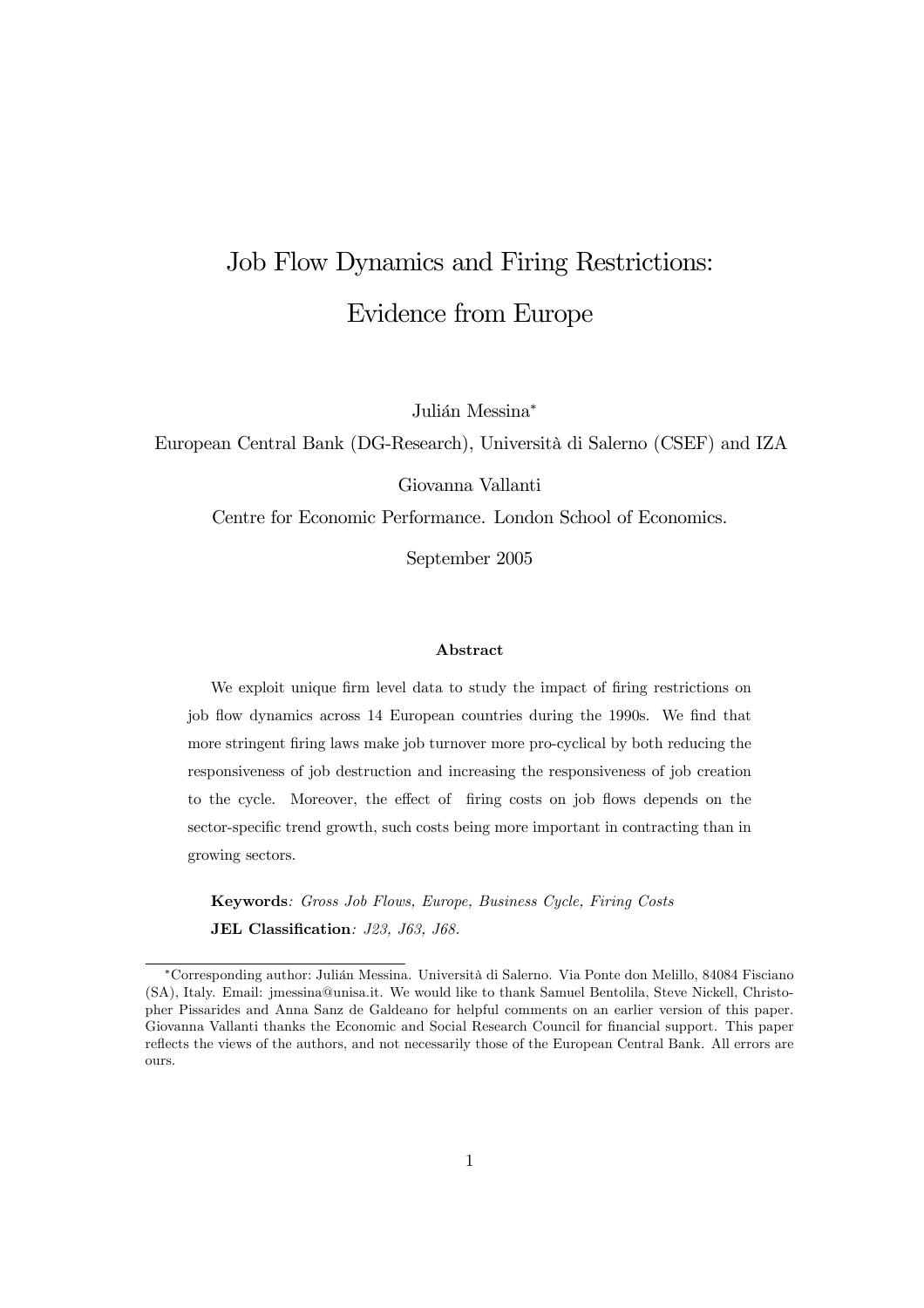# Job Flow Dynamics and Firing Restrictions: Evidence from Europe

Julián Messina*

European Central Bank (DG-Research), Università di Salerno (CSEF) and IZA

Giovanna Vallanti

Centre for Economic Performance. London School of Economics.

September 2005

### Abstract

We exploit unique firm level data to study the impact of firing restrictions on job flow dynamics across 14 European countries during the 1990s. We find that more stringent firing laws make job turnover more pro-cyclical by both reducing the responsiveness of job destruction and increasing the responsiveness of job creation to the cycle. Moreover, the effect of firing costs on job flows depends on the sector-specific trend growth, such costs being more important in contracting than in growing sectors.

**Keywords**: *Gross Job Flows, Europe, Business Cycle, Firing Costs*

**JEL Classification**: *J23, J63, J68.*

---

*Corresponding author: Julián Messina. Università di Salerno. Via Ponte don Melillo, 84084 Fisciano (SA), Italy. Email: jmessina@unisa.it. We would like to thank Samuel Bentolila, Steve Nickell, Christopher Pissarides and Anna Sanz de Galdeano for helpful comments on an earlier version of this paper. Giovanna Vallanti thanks the Economic and Social Research Council for financial support. This paper reflects the views of the authors, and not necessarily those of the European Central Bank. All errors are ours.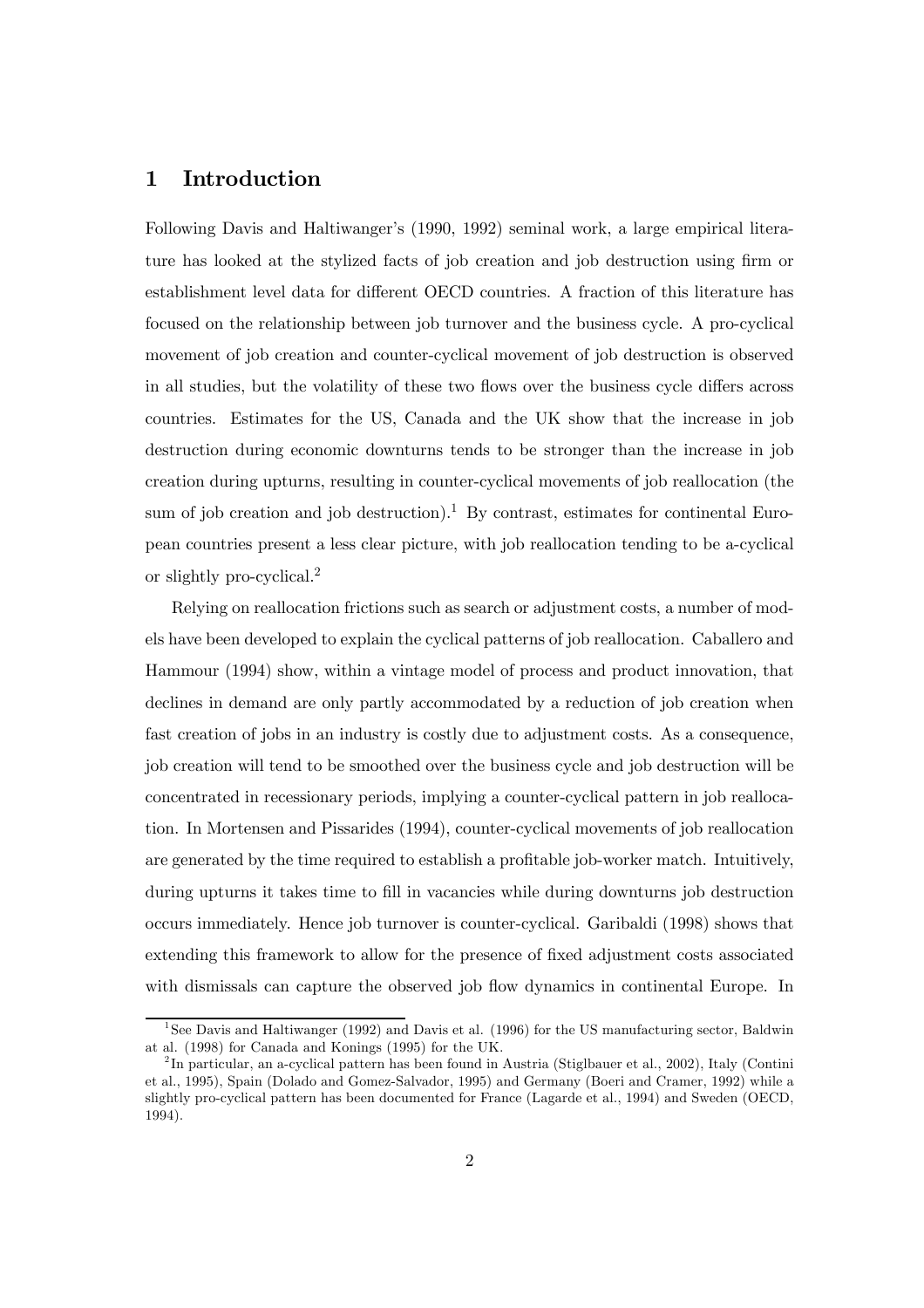# 1 Introduction

Following Davis and Haltiwanger's (1990, 1992) seminal work, a large empirical literature has looked at the stylized facts of job creation and job destruction using firm or establishment level data for different OECD countries. A fraction of this literature has focused on the relationship between job turnover and the business cycle. A pro-cyclical movement of job creation and counter-cyclical movement of job destruction is observed in all studies, but the volatility of these two flows over the business cycle differs across countries. Estimates for the US, Canada and the UK show that the increase in job destruction during economic downturns tends to be stronger than the increase in job creation during upturns, resulting in counter-cyclical movements of job reallocation (the sum of job creation and job destruction).[1] By contrast, estimates for continental European countries present a less clear picture, with job reallocation tending to be a-cyclical or slightly pro-cyclical.[2]

Relying on reallocation frictions such as search or adjustment costs, a number of models have been developed to explain the cyclical patterns of job reallocation. Caballero and Hammour (1994) show, within a vintage model of process and product innovation, that declines in demand are only partly accommodated by a reduction of job creation when fast creation of jobs in an industry is costly due to adjustment costs. As a consequence, job creation will tend to be smoothed over the business cycle and job destruction will be concentrated in recessionary periods, implying a counter-cyclical pattern in job reallocation. In Mortensen and Pissarides (1994), counter-cyclical movements of job reallocation are generated by the time required to establish a profitable job-worker match. Intuitively, during upturns it takes time to fill in vacancies while during downturns job destruction occurs immediately. Hence job turnover is counter-cyclical. Garibaldi (1998) shows that extending this framework to allow for the presence of fixed adjustment costs associated with dismissals can capture the observed job flow dynamics in continental Europe. In

[1] See Davis and Haltiwanger (1992) and Davis et al. (1996) for the US manufacturing sector, Baldwin at al. (1998) for Canada and Konings (1995) for the UK.

[2] In particular, an a-cyclical pattern has been found in Austria (Stiglbauer et al., 2002), Italy (Contini et al., 1995), Spain (Dolado and Gomez-Salvador, 1995) and Germany (Boeri and Cramer, 1992) while a slightly pro-cyclical pattern has been documented for France (Lagarde et al., 1994) and Sweden (OECD, 1994).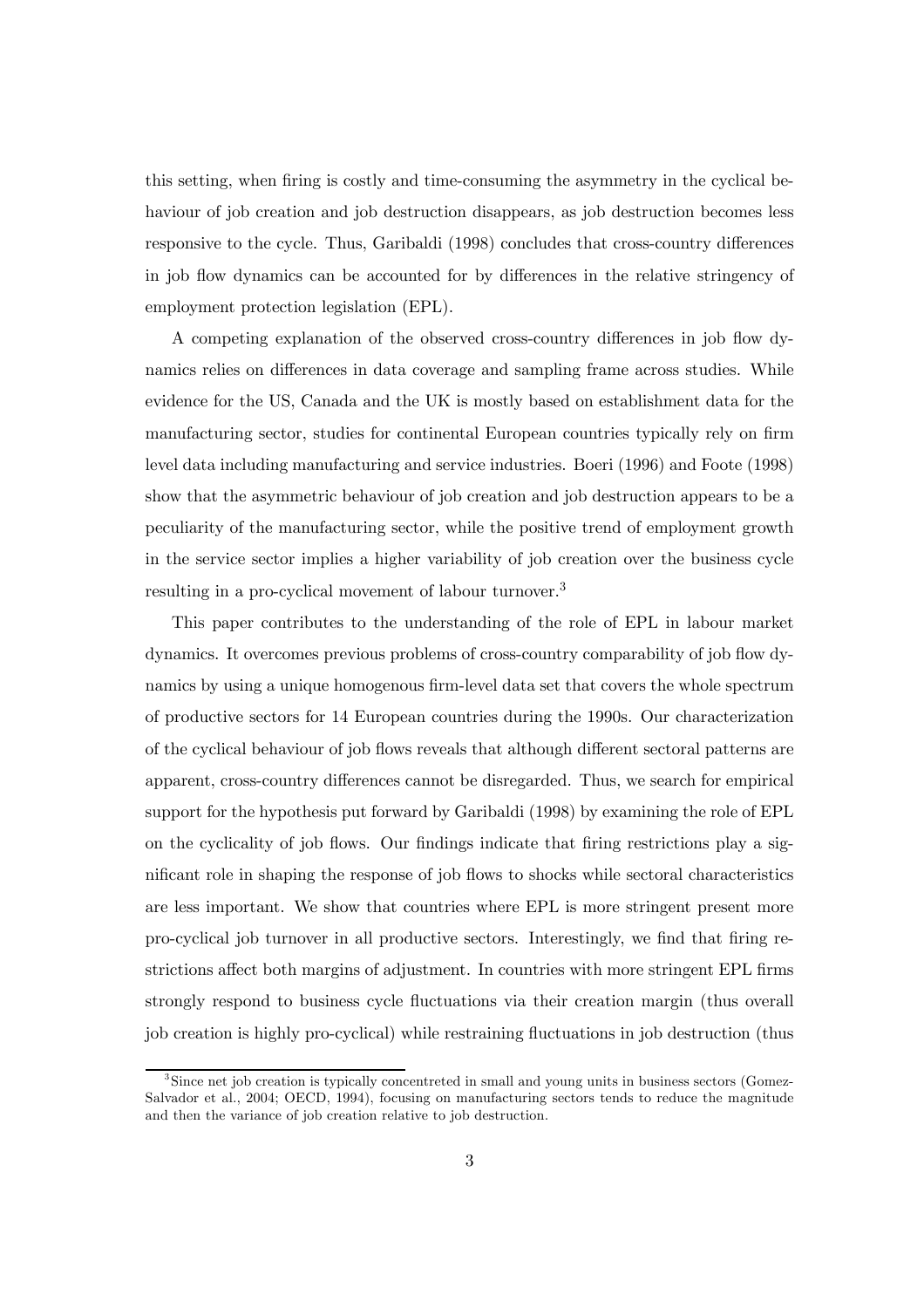this setting, when firing is costly and time-consuming the asymmetry in the cyclical behaviour of job creation and job destruction disappears, as job destruction becomes less responsive to the cycle. Thus, Garibaldi (1998) concludes that cross-country differences in job flow dynamics can be accounted for by differences in the relative stringency of employment protection legislation (EPL).

A competing explanation of the observed cross-country differences in job flow dynamics relies on differences in data coverage and sampling frame across studies. While evidence for the US, Canada and the UK is mostly based on establishment data for the manufacturing sector, studies for continental European countries typically rely on firm level data including manufacturing and service industries. Boeri (1996) and Foote (1998) show that the asymmetric behaviour of job creation and job destruction appears to be a peculiarity of the manufacturing sector, while the positive trend of employment growth in the service sector implies a higher variability of job creation over the business cycle resulting in a pro-cyclical movement of labour turnover.[3]

This paper contributes to the understanding of the role of EPL in labour market dynamics. It overcomes previous problems of cross-country comparability of job flow dynamics by using a unique homogenous firm-level data set that covers the whole spectrum of productive sectors for 14 European countries during the 1990s. Our characterization of the cyclical behaviour of job flows reveals that although different sectoral patterns are apparent, cross-country differences cannot be disregarded. Thus, we search for empirical support for the hypothesis put forward by Garibaldi (1998) by examining the role of EPL on the cyclicality of job flows. Our findings indicate that firing restrictions play a significant role in shaping the response of job flows to shocks while sectoral characteristics are less important. We show that countries where EPL is more stringent present more pro-cyclical job turnover in all productive sectors. Interestingly, we find that firing restrictions affect both margins of adjustment. In countries with more stringent EPL firms strongly respond to business cycle fluctuations via their creation margin (thus overall job creation is highly pro-cyclical) while restraining fluctuations in job destruction (thus

[3] Since net job creation is typically concentreted in small and young units in business sectors (Gomez-Salvador et al., 2004; OECD, 1994), focusing on manufacturing sectors tends to reduce the magnitude and then the variance of job creation relative to job destruction.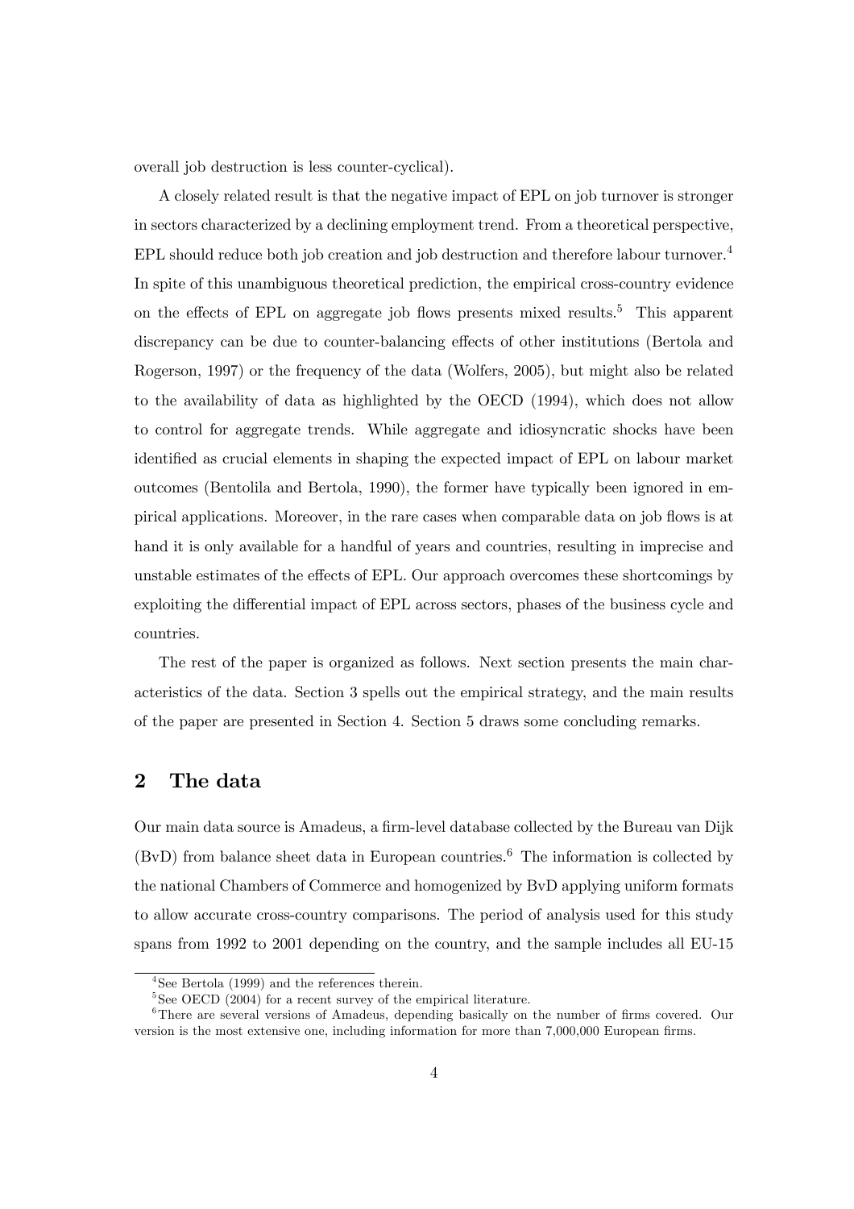overall job destruction is less counter-cyclical).

A closely related result is that the negative impact of EPL on job turnover is stronger in sectors characterized by a declining employment trend. From a theoretical perspective, EPL should reduce both job creation and job destruction and therefore labour turnover.[4] In spite of this unambiguous theoretical prediction, the empirical cross-country evidence on the effects of EPL on aggregate job flows presents mixed results.[5] This apparent discrepancy can be due to counter-balancing effects of other institutions (Bertola and Rogerson, 1997) or the frequency of the data (Wolfers, 2005), but might also be related to the availability of data as highlighted by the OECD (1994), which does not allow to control for aggregate trends. While aggregate and idiosyncratic shocks have been identified as crucial elements in shaping the expected impact of EPL on labour market outcomes (Bentolila and Bertola, 1990), the former have typically been ignored in empirical applications. Moreover, in the rare cases when comparable data on job flows is at hand it is only available for a handful of years and countries, resulting in imprecise and unstable estimates of the effects of EPL. Our approach overcomes these shortcomings by exploiting the differential impact of EPL across sectors, phases of the business cycle and countries.

The rest of the paper is organized as follows. Next section presents the main characteristics of the data. Section 3 spells out the empirical strategy, and the main results of the paper are presented in Section 4. Section 5 draws some concluding remarks.

## 2 The data

Our main data source is Amadeus, a firm-level database collected by the Bureau van Dijk (BvD) from balance sheet data in European countries.[6] The information is collected by the national Chambers of Commerce and homogenized by BvD applying uniform formats to allow accurate cross-country comparisons. The period of analysis used for this study spans from 1992 to 2001 depending on the country, and the sample includes all EU-15

---

[4] See Bertola (1999) and the references therein.

[5] See OECD (2004) for a recent survey of the empirical literature.

[6] There are several versions of Amadeus, depending basically on the number of firms covered. Our version is the most extensive one, including information for more than 7,000,000 European firms.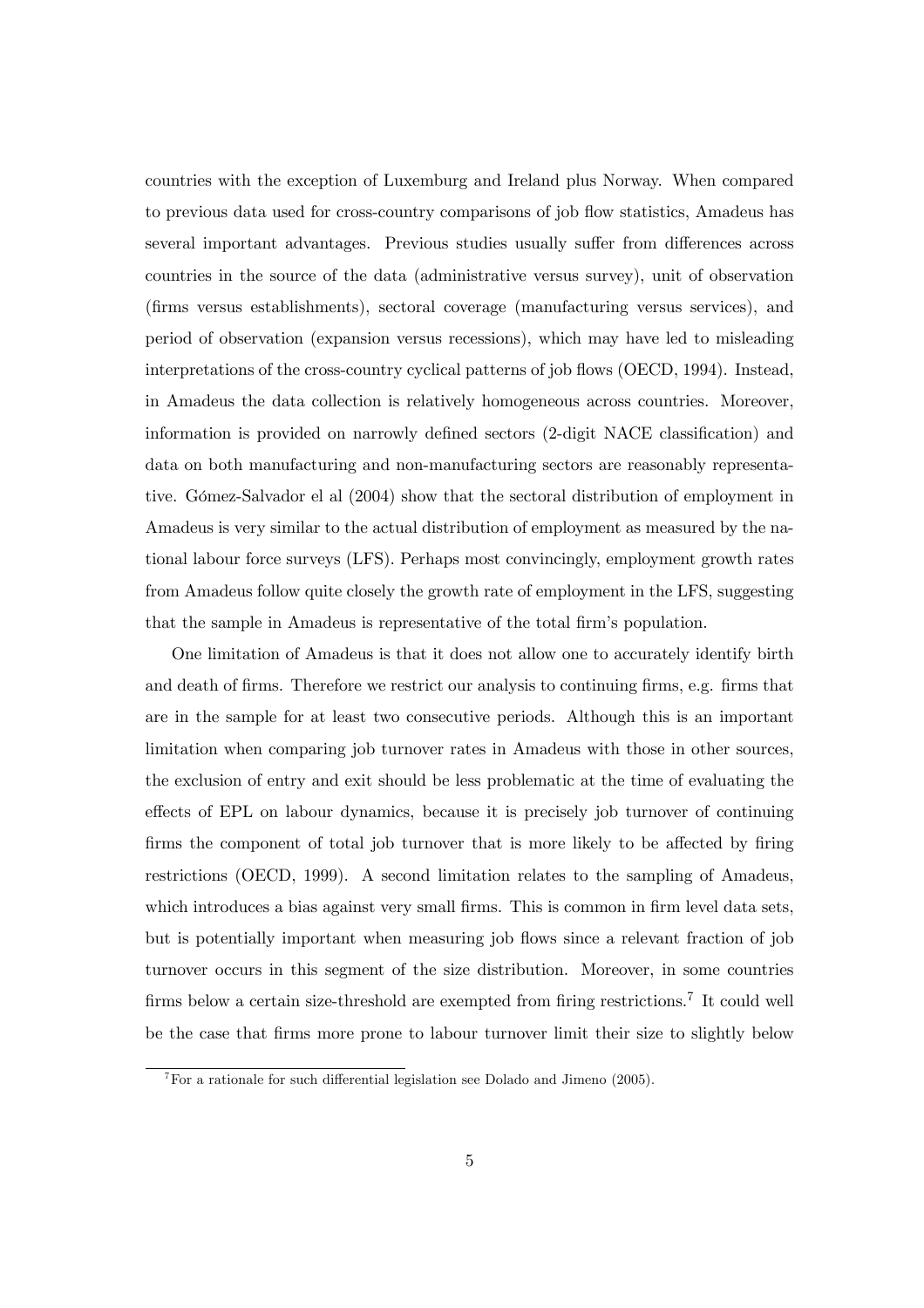countries with the exception of Luxemburg and Ireland plus Norway. When compared to previous data used for cross-country comparisons of job flow statistics, Amadeus has several important advantages. Previous studies usually suffer from differences across countries in the source of the data (administrative versus survey), unit of observation (firms versus establishments), sectoral coverage (manufacturing versus services), and period of observation (expansion versus recessions), which may have led to misleading interpretations of the cross-country cyclical patterns of job flows (OECD, 1994). Instead, in Amadeus the data collection is relatively homogeneous across countries. Moreover, information is provided on narrowly defined sectors (2-digit NACE classification) and data on both manufacturing and non-manufacturing sectors are reasonably representative. Gómez-Salvador el al (2004) show that the sectoral distribution of employment in Amadeus is very similar to the actual distribution of employment as measured by the national labour force surveys (LFS). Perhaps most convincingly, employment growth rates from Amadeus follow quite closely the growth rate of employment in the LFS, suggesting that the sample in Amadeus is representative of the total firm's population.

One limitation of Amadeus is that it does not allow one to accurately identify birth and death of firms. Therefore we restrict our analysis to continuing firms, e.g. firms that are in the sample for at least two consecutive periods. Although this is an important limitation when comparing job turnover rates in Amadeus with those in other sources, the exclusion of entry and exit should be less problematic at the time of evaluating the effects of EPL on labour dynamics, because it is precisely job turnover of continuing firms the component of total job turnover that is more likely to be affected by firing restrictions (OECD, 1999). A second limitation relates to the sampling of Amadeus, which introduces a bias against very small firms. This is common in firm level data sets, but is potentially important when measuring job flows since a relevant fraction of job turnover occurs in this segment of the size distribution. Moreover, in some countries firms below a certain size-threshold are exempted from firing restrictions.[7] It could well be the case that firms more prone to labour turnover limit their size to slightly below

[7] For a rationale for such differential legislation see Dolado and Jimeno (2005).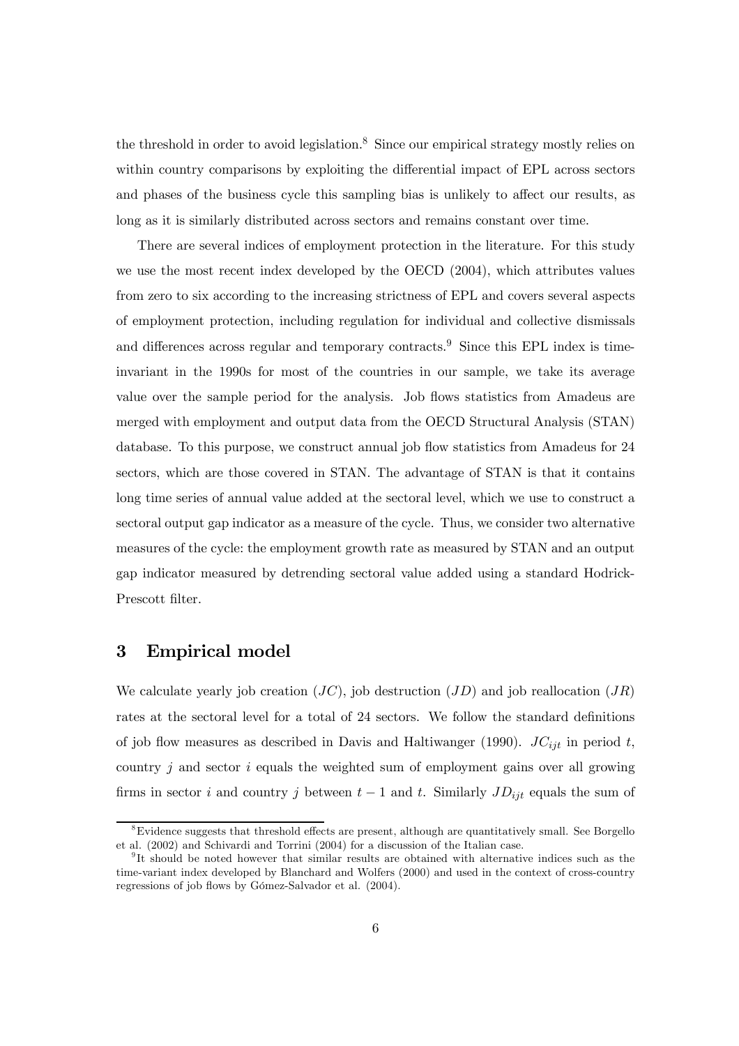the threshold in order to avoid legislation.[8] Since our empirical strategy mostly relies on within country comparisons by exploiting the differential impact of EPL across sectors and phases of the business cycle this sampling bias is unlikely to affect our results, as long as it is similarly distributed across sectors and remains constant over time.

There are several indices of employment protection in the literature. For this study we use the most recent index developed by the OECD (2004), which attributes values from zero to six according to the increasing strictness of EPL and covers several aspects of employment protection, including regulation for individual and collective dismissals and differences across regular and temporary contracts.[9] Since this EPL index is time-invariant in the 1990s for most of the countries in our sample, we take its average value over the sample period for the analysis. Job flows statistics from Amadeus are merged with employment and output data from the OECD Structural Analysis (STAN) database. To this purpose, we construct annual job flow statistics from Amadeus for 24 sectors, which are those covered in STAN. The advantage of STAN is that it contains long time series of annual value added at the sectoral level, which we use to construct a sectoral output gap indicator as a measure of the cycle. Thus, we consider two alternative measures of the cycle: the employment growth rate as measured by STAN and an output gap indicator measured by detrending sectoral value added using a standard Hodrick-Prescott filter.

## 3 Empirical model

We calculate yearly job creation ($JC$), job destruction ($JD$) and job reallocation ($JR$) rates at the sectoral level for a total of 24 sectors. We follow the standard definitions of job flow measures as described in Davis and Haltiwanger (1990). $JC_{ijt}$ in period $t$, country $j$ and sector $i$ equals the weighted sum of employment gains over all growing firms in sector $i$ and country $j$ between $t-1$ and $t$. Similarly $JD_{ijt}$ equals the sum of

[8] Evidence suggests that threshold effects are present, although are quantitatively small. See Borgello et al. (2002) and Schivardi and Torrini (2004) for a discussion of the Italian case.

[9] It should be noted however that similar results are obtained with alternative indices such as the time-variant index developed by Blanchard and Wolfers (2000) and used in the context of cross-country regressions of job flows by Gómez-Salvador et al. (2004).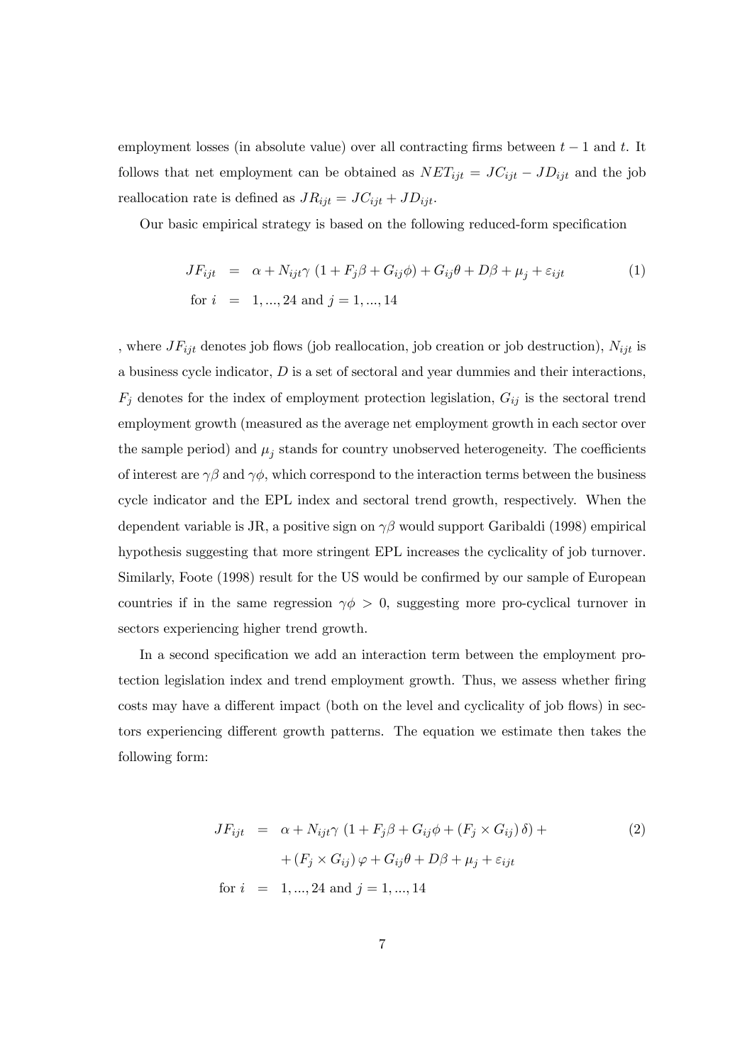employment losses (in absolute value) over all contracting firms between $t-1$ and $t$. It follows that net employment can be obtained as $NET_{ijt} = JC_{ijt} - JD_{ijt}$ and the job reallocation rate is defined as $JR_{ijt} = JC_{ijt} + JD_{ijt}$.

Our basic empirical strategy is based on the following reduced-form specification

$$
\begin{aligned}
JF_{ijt} &= \alpha + N_{ijt}\gamma \left(1 + F_j\beta + G_{ij}\phi\right) + G_{ij}\theta + D\beta + \mu_j + \varepsilon_{ijt} \qquad (1) \\
\text{for } i &= 1, ..., 24 \text{ and } j = 1, ..., 14
\end{aligned}
$$

, where $JF_{ijt}$ denotes job flows (job reallocation, job creation or job destruction), $N_{ijt}$ is a business cycle indicator, $D$ is a set of sectoral and year dummies and their interactions, $F_j$ denotes for the index of employment protection legislation, $G_{ij}$ is the sectoral trend employment growth (measured as the average net employment growth in each sector over the sample period) and $\mu_j$ stands for country unobserved heterogeneity. The coefficients of interest are $\gamma\beta$ and $\gamma\phi$, which correspond to the interaction terms between the business cycle indicator and the EPL index and sectoral trend growth, respectively. When the dependent variable is JR, a positive sign on $\gamma\beta$ would support Garibaldi (1998) empirical hypothesis suggesting that more stringent EPL increases the cyclicality of job turnover. Similarly, Foote (1998) result for the US would be confirmed by our sample of European countries if in the same regression $\gamma\phi > 0$, suggesting more pro-cyclical turnover in sectors experiencing higher trend growth.

In a second specification we add an interaction term between the employment protection legislation index and trend employment growth. Thus, we assess whether firing costs may have a different impact (both on the level and cyclicality of job flows) in sectors experiencing different growth patterns. The equation we estimate then takes the following form:

$$
\begin{aligned}
JF_{ijt} &= \alpha + N_{ijt}\gamma \left(1 + F_j\beta + G_{ij}\phi + \left(F_j \times G_{ij}\right)\delta\right) + \qquad (2) \\
&\quad + \left(F_j \times G_{ij}\right)\varphi + G_{ij}\theta + D\beta + \mu_j + \varepsilon_{ijt} \\
\text{for } i &= 1, ..., 24 \text{ and } j = 1, ..., 14
\end{aligned}
$$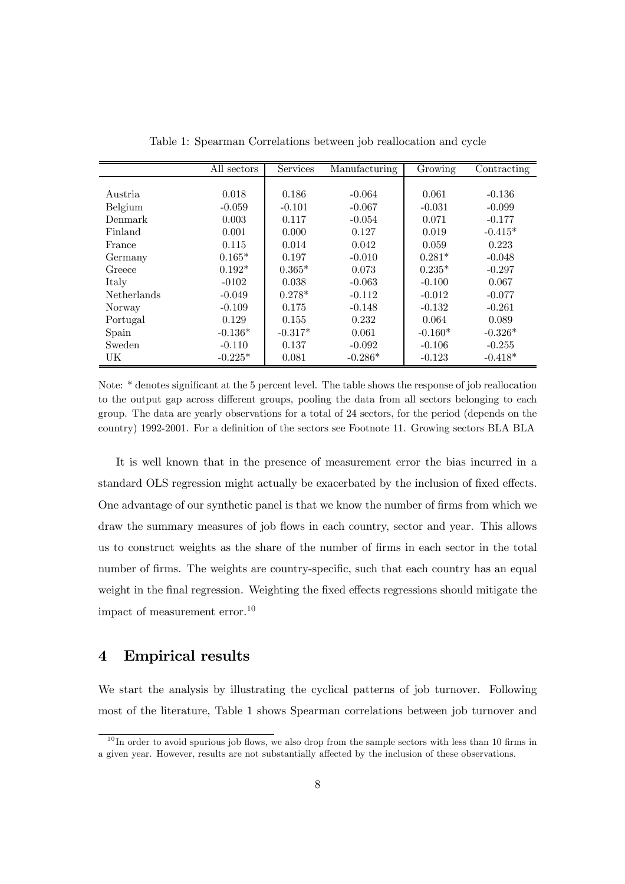Table 1: Spearman Correlations between job reallocation and cycle

|  | All sectors | Services | Manufacturing | Growing | Contracting |
|---|---|---|---|---|---|
| Austria | 0.018 | 0.186 | -0.064 | 0.061 | -0.136 |
| Belgium | -0.059 | -0.101 | -0.067 | -0.031 | -0.099 |
| Denmark | 0.003 | 0.117 | -0.054 | 0.071 | -0.177 |
| Finland | 0.001 | 0.000 | 0.127 | 0.019 | -0.415* |
| France | 0.115 | 0.014 | 0.042 | 0.059 | 0.223 |
| Germany | 0.165* | 0.197 | -0.010 | 0.281* | -0.048 |
| Greece | 0.192* | 0.365* | 0.073 | 0.235* | -0.297 |
| Italy | -0102 | 0.038 | -0.063 | -0.100 | 0.067 |
| Netherlands | -0.049 | 0.278* | -0.112 | -0.012 | -0.077 |
| Norway | -0.109 | 0.175 | -0.148 | -0.132 | -0.261 |
| Portugal | 0.129 | 0.155 | 0.232 | 0.064 | 0.089 |
| Spain | -0.136* | -0.317* | 0.061 | -0.160* | -0.326* |
| Sweden | -0.110 | 0.137 | -0.092 | -0.106 | -0.255 |
| UK | -0.225* | 0.081 | -0.286* | -0.123 | -0.418* |

Note: * denotes significant at the 5 percent level. The table shows the response of job reallocation to the output gap across different groups, pooling the data from all sectors belonging to each group. The data are yearly observations for a total of 24 sectors, for the period (depends on the country) 1992-2001. For a definition of the sectors see Footnote 11. Growing sectors BLA BLA

It is well known that in the presence of measurement error the bias incurred in a standard OLS regression might actually be exacerbated by the inclusion of fixed effects. One advantage of our synthetic panel is that we know the number of firms from which we draw the summary measures of job flows in each country, sector and year. This allows us to construct weights as the share of the number of firms in each sector in the total number of firms. The weights are country-specific, such that each country has an equal weight in the final regression. Weighting the fixed effects regressions should mitigate the impact of measurement error.[10]

## 4 Empirical results

We start the analysis by illustrating the cyclical patterns of job turnover. Following most of the literature, Table 1 shows Spearman correlations between job turnover and

[10] In order to avoid spurious job flows, we also drop from the sample sectors with less than 10 firms in a given year. However, results are not substantially affected by the inclusion of these observations.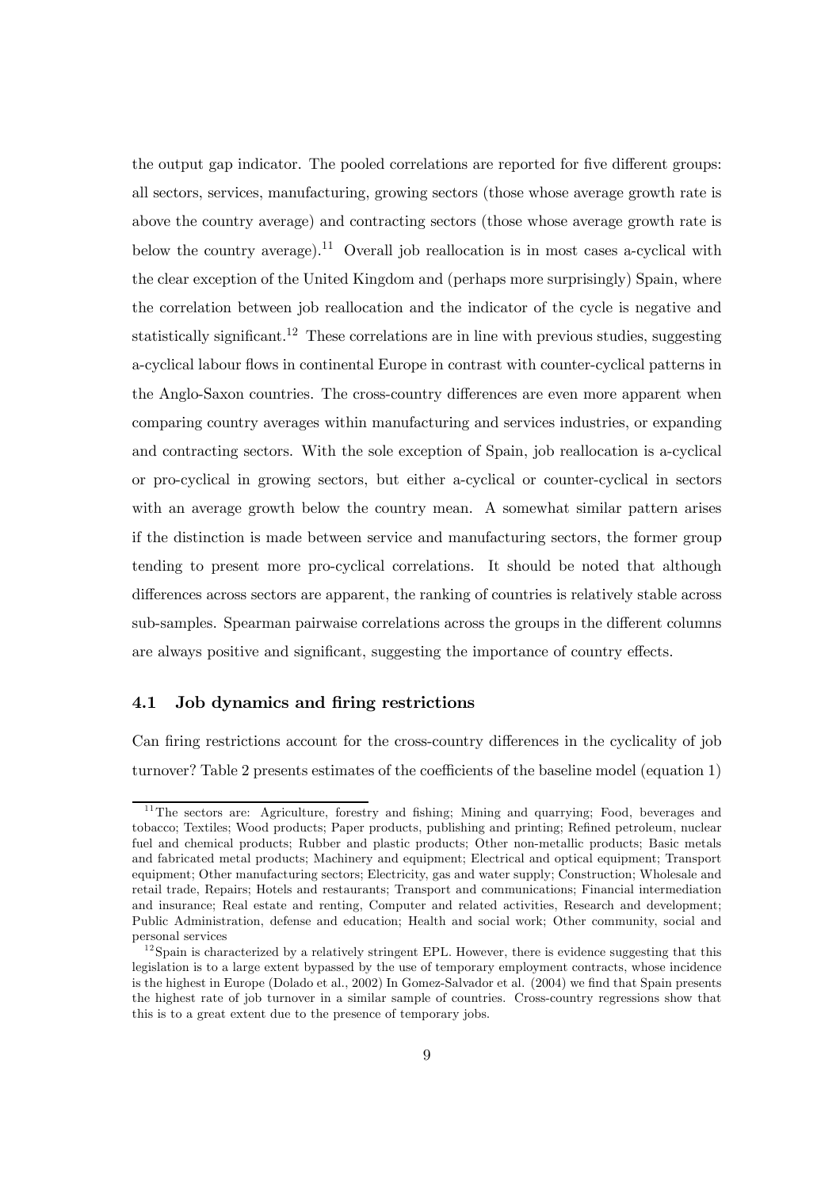the output gap indicator. The pooled correlations are reported for five different groups: all sectors, services, manufacturing, growing sectors (those whose average growth rate is above the country average) and contracting sectors (those whose average growth rate is below the country average).[11] Overall job reallocation is in most cases a-cyclical with the clear exception of the United Kingdom and (perhaps more surprisingly) Spain, where the correlation between job reallocation and the indicator of the cycle is negative and statistically significant.[12] These correlations are in line with previous studies, suggesting a-cyclical labour flows in continental Europe in contrast with counter-cyclical patterns in the Anglo-Saxon countries. The cross-country differences are even more apparent when comparing country averages within manufacturing and services industries, or expanding and contracting sectors. With the sole exception of Spain, job reallocation is a-cyclical or pro-cyclical in growing sectors, but either a-cyclical or counter-cyclical in sectors with an average growth below the country mean. A somewhat similar pattern arises if the distinction is made between service and manufacturing sectors, the former group tending to present more pro-cyclical correlations. It should be noted that although differences across sectors are apparent, the ranking of countries is relatively stable across sub-samples. Spearman pairwise correlations across the groups in the different columns are always positive and significant, suggesting the importance of country effects.

## 4.1 Job dynamics and firing restrictions

Can firing restrictions account for the cross-country differences in the cyclicality of job turnover? Table 2 presents estimates of the coefficients of the baseline model (equation 1)

[11] The sectors are: Agriculture, forestry and fishing; Mining and quarrying; Food, beverages and tobacco; Textiles; Wood products; Paper products, publishing and printing; Refined petroleum, nuclear fuel and chemical products; Rubber and plastic products; Other non-metallic products; Basic metals and fabricated metal products; Machinery and equipment; Electrical and optical equipment; Transport equipment; Other manufacturing sectors; Electricity, gas and water supply; Construction; Wholesale and retail trade, Repairs; Hotels and restaurants; Transport and communications; Financial intermediation and insurance; Real estate and renting, Computer and related activities, Research and development; Public Administration, defense and education; Health and social work; Other community, social and personal services

[12] Spain is characterized by a relatively stringent EPL. However, there is evidence suggesting that this legislation is to a large extent bypassed by the use of temporary employment contracts, whose incidence is the highest in Europe (Dolado et al., 2002) In Gomez-Salvador et al. (2004) we find that Spain presents the highest rate of job turnover in a similar sample of countries. Cross-country regressions show that this is to a great extent due to the presence of temporary jobs.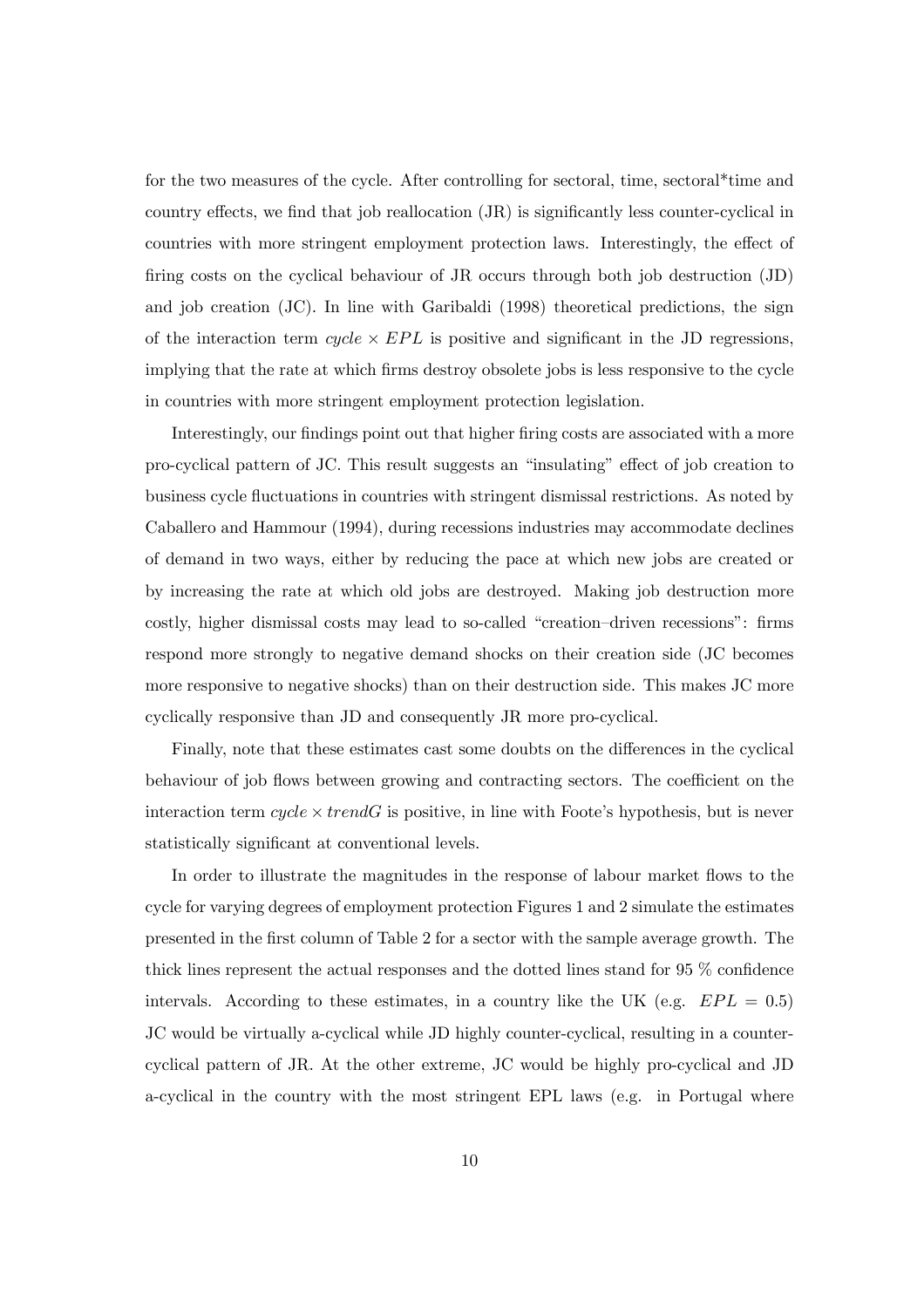for the two measures of the cycle. After controlling for sectoral, time, sectoral*time and country effects, we find that job reallocation (JR) is significantly less counter-cyclical in countries with more stringent employment protection laws. Interestingly, the effect of firing costs on the cyclical behaviour of JR occurs through both job destruction (JD) and job creation (JC). In line with Garibaldi (1998) theoretical predictions, the sign of the interaction term $cycle \times EPL$ is positive and significant in the JD regressions, implying that the rate at which firms destroy obsolete jobs is less responsive to the cycle in countries with more stringent employment protection legislation.

Interestingly, our findings point out that higher firing costs are associated with a more pro-cyclical pattern of JC. This result suggests an "insulating" effect of job creation to business cycle fluctuations in countries with stringent dismissal restrictions. As noted by Caballero and Hammour (1994), during recessions industries may accommodate declines of demand in two ways, either by reducing the pace at which new jobs are created or by increasing the rate at which old jobs are destroyed. Making job destruction more costly, higher dismissal costs may lead to so-called "creation–driven recessions": firms respond more strongly to negative demand shocks on their creation side (JC becomes more responsive to negative shocks) than on their destruction side. This makes JC more cyclically responsive than JD and consequently JR more pro-cyclical.

Finally, note that these estimates cast some doubts on the differences in the cyclical behaviour of job flows between growing and contracting sectors. The coefficient on the interaction term $cycle \times trendG$ is positive, in line with Foote's hypothesis, but is never statistically significant at conventional levels.

In order to illustrate the magnitudes in the response of labour market flows to the cycle for varying degrees of employment protection Figures 1 and 2 simulate the estimates presented in the first column of Table 2 for a sector with the sample average growth. The thick lines represent the actual responses and the dotted lines stand for 95 % confidence intervals. According to these estimates, in a country like the UK (e.g. $EPL = 0.5$) JC would be virtually a-cyclical while JD highly counter-cyclical, resulting in a counter-cyclical pattern of JR. At the other extreme, JC would be highly pro-cyclical and JD a-cyclical in the country with the most stringent EPL laws (e.g. in Portugal where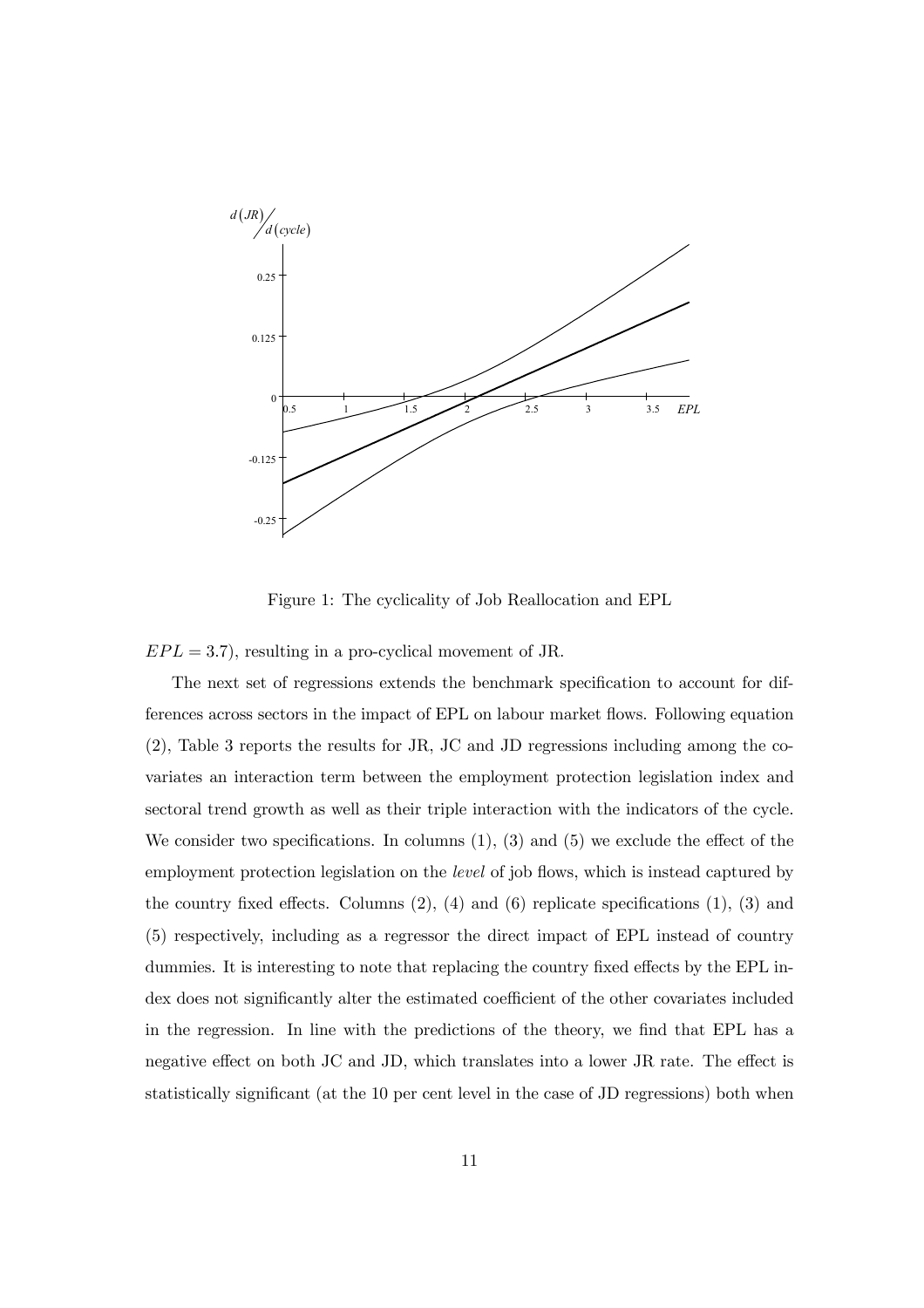Figure 1: The cyclicality of Job Reallocation and EPL

$EPL = 3.7$), resulting in a pro-cyclical movement of JR.

The next set of regressions extends the benchmark specification to account for differences across sectors in the impact of EPL on labour market flows. Following equation (2), Table 3 reports the results for JR, JC and JD regressions including among the covariates an interaction term between the employment protection legislation index and sectoral trend growth as well as their triple interaction with the indicators of the cycle. We consider two specifications. In columns (1), (3) and (5) we exclude the effect of the employment protection legislation on the *level* of job flows, which is instead captured by the country fixed effects. Columns (2), (4) and (6) replicate specifications (1), (3) and (5) respectively, including as a regressor the direct impact of EPL instead of country dummies. It is interesting to note that replacing the country fixed effects by the EPL index does not significantly alter the estimated coefficient of the other covariates included in the regression. In line with the predictions of the theory, we find that EPL has a negative effect on both JC and JD, which translates into a lower JR rate. The effect is statistically significant (at the 10 per cent level in the case of JD regressions) both when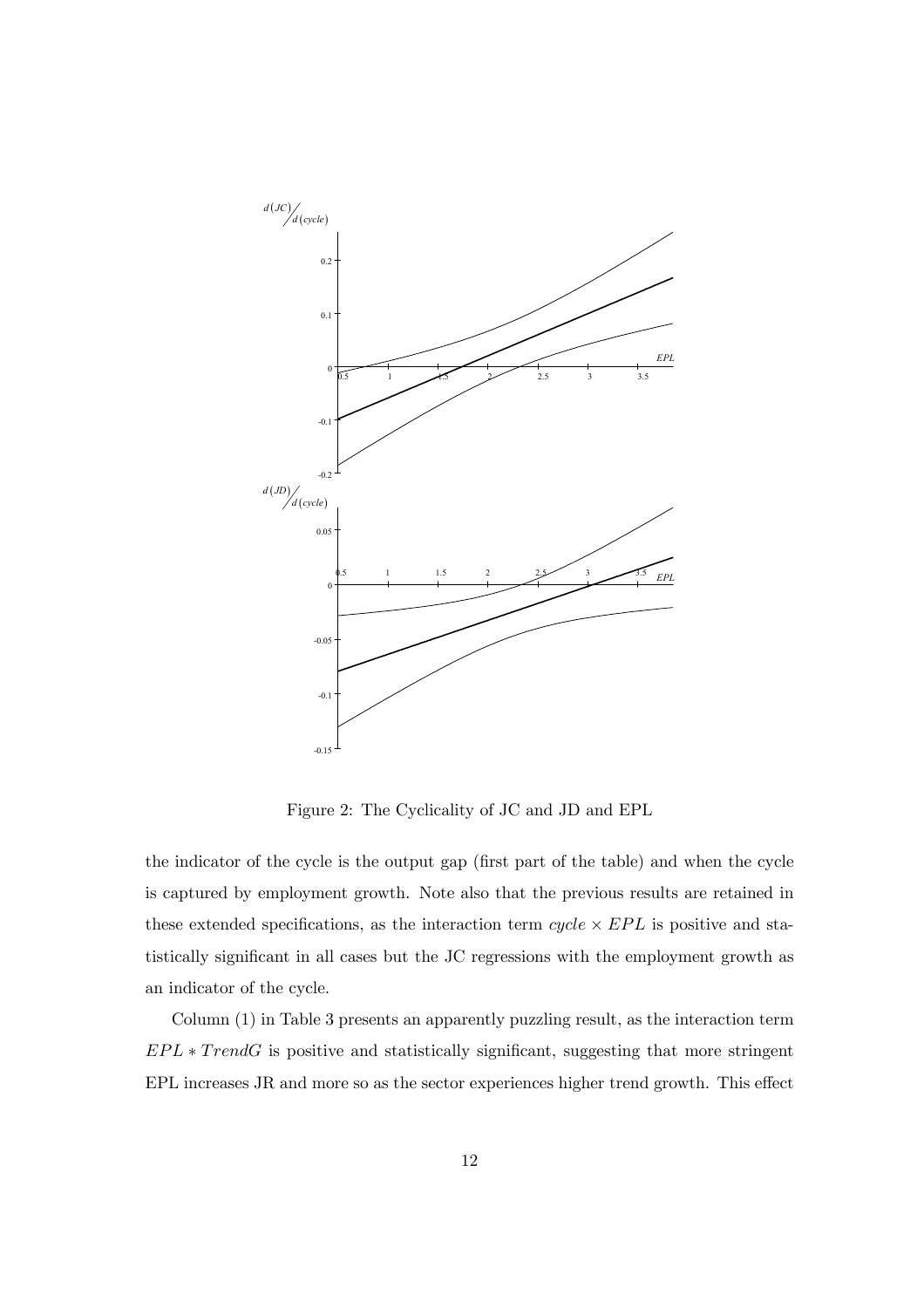Figure 2: The Cyclicality of JC and JD and EPL

the indicator of the cycle is the output gap (first part of the table) and when the cycle is captured by employment growth. Note also that the previous results are retained in these extended specifications, as the interaction term $cycle \times EPL$ is positive and statistically significant in all cases but the JC regressions with the employment growth as an indicator of the cycle.

Column (1) in Table 3 presents an apparently puzzling result, as the interaction term $EPL * TrendG$ is positive and statistically significant, suggesting that more stringent EPL increases JR and more so as the sector experiences higher trend growth. This effect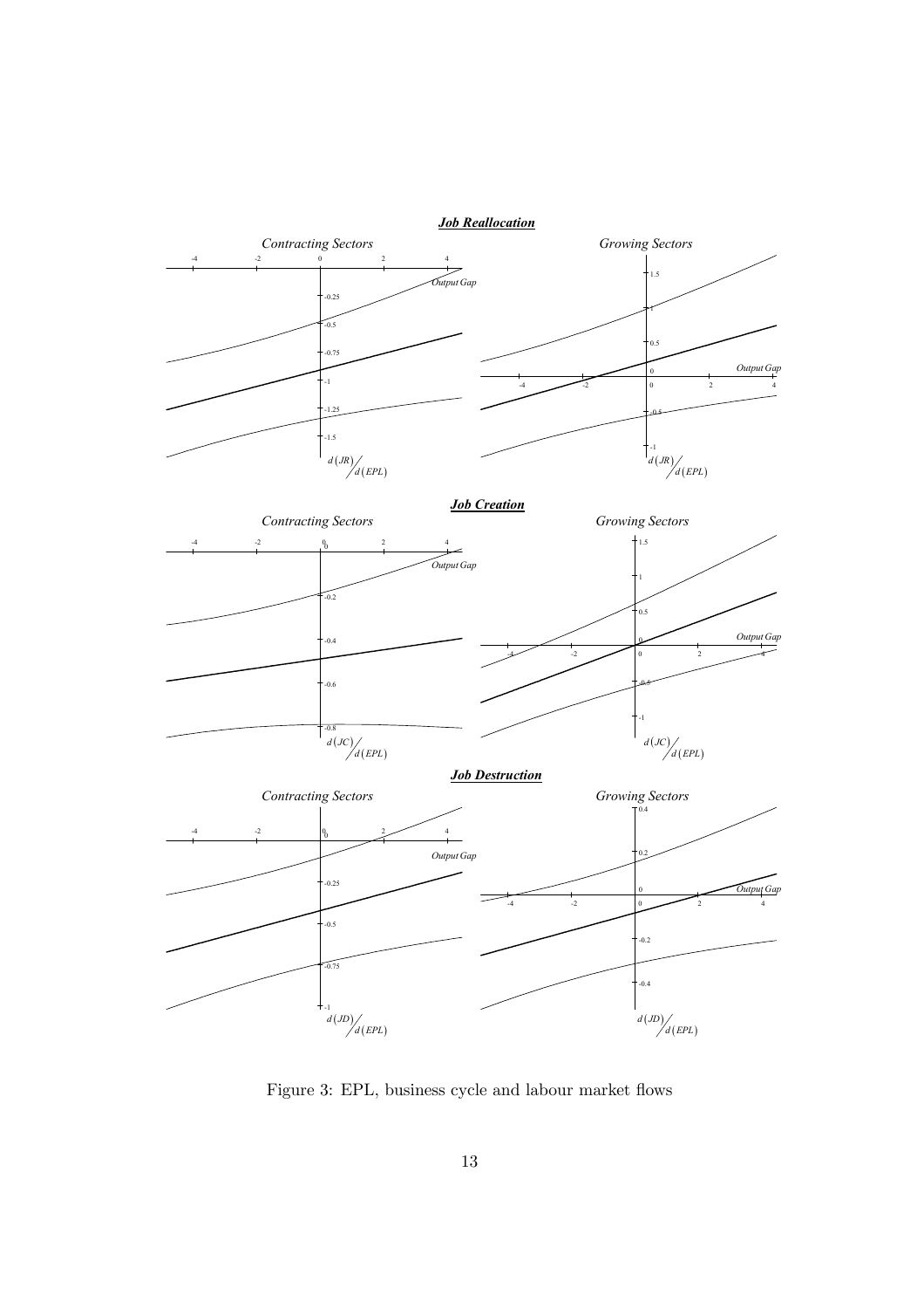***Job Reallocation***

*Contracting Sectors* | *Growing Sectors*

***Job Creation***

*Contracting Sectors* | *Growing Sectors*

***Job Destruction***

*Contracting Sectors* | *Growing Sectors*

Figure 3: EPL, business cycle and labour market flows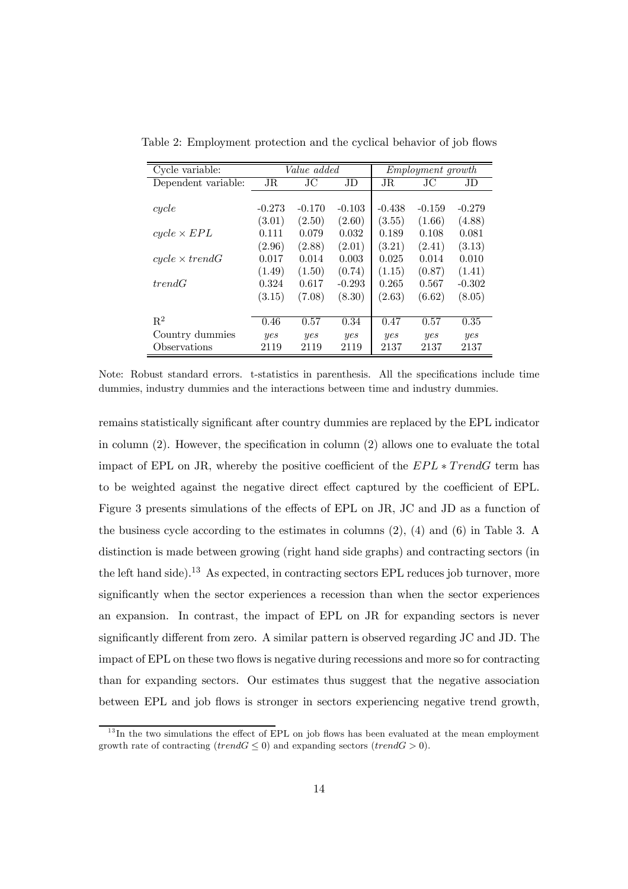Table 2: Employment protection and the cyclical behavior of job flows

| Cycle variable: | *Value added* | | | *Employment growth* | | |
|---|---|---|---|---|---|---|
| Dependent variable: | JR | JC | JD | JR | JC | JD |
| *cycle* | -0.273 | -0.170 | -0.103 | -0.438 | -0.159 | -0.279 |
| | (3.01) | (2.50) | (2.60) | (3.55) | (1.66) | (4.88) |
| $cycle \times EPL$ | 0.111 | 0.079 | 0.032 | 0.189 | 0.108 | 0.081 |
| | (2.96) | (2.88) | (2.01) | (3.21) | (2.41) | (3.13) |
| $cycle \times trendG$ | 0.017 | 0.014 | 0.003 | 0.025 | 0.014 | 0.010 |
| | (1.49) | (1.50) | (0.74) | (1.15) | (0.87) | (1.41) |
| *trendG* | 0.324 | 0.617 | -0.293 | 0.265 | 0.567 | -0.302 |
| | (3.15) | (7.08) | (8.30) | (2.63) | (6.62) | (8.05) |
| $R^2$ | 0.46 | 0.57 | 0.34 | 0.47 | 0.57 | 0.35 |
| Country dummies | *yes* | *yes* | *yes* | *yes* | *yes* | *yes* |
| Observations | 2119 | 2119 | 2119 | 2137 | 2137 | 2137 |

Note: Robust standard errors. t-statistics in parenthesis. All the specifications include time dummies, industry dummies and the interactions between time and industry dummies.

remains statistically significant after country dummies are replaced by the EPL indicator in column (2). However, the specification in column (2) allows one to evaluate the total impact of EPL on JR, whereby the positive coefficient of the $EPL * TrendG$ term has to be weighted against the negative direct effect captured by the coefficient of EPL. Figure 3 presents simulations of the effects of EPL on JR, JC and JD as a function of the business cycle according to the estimates in columns (2), (4) and (6) in Table 3. A distinction is made between growing (right hand side graphs) and contracting sectors (in the left hand side).[13] As expected, in contracting sectors EPL reduces job turnover, more significantly when the sector experiences a recession than when the sector experiences an expansion. In contrast, the impact of EPL on JR for expanding sectors is never significantly different from zero. A similar pattern is observed regarding JC and JD. The impact of EPL on these two flows is negative during recessions and more so for contracting than for expanding sectors. Our estimates thus suggest that the negative association between EPL and job flows is stronger in sectors experiencing negative trend growth,

[13] In the two simulations the effect of EPL on job flows has been evaluated at the mean employment growth rate of contracting ($trendG \leq 0$) and expanding sectors ($trendG > 0$).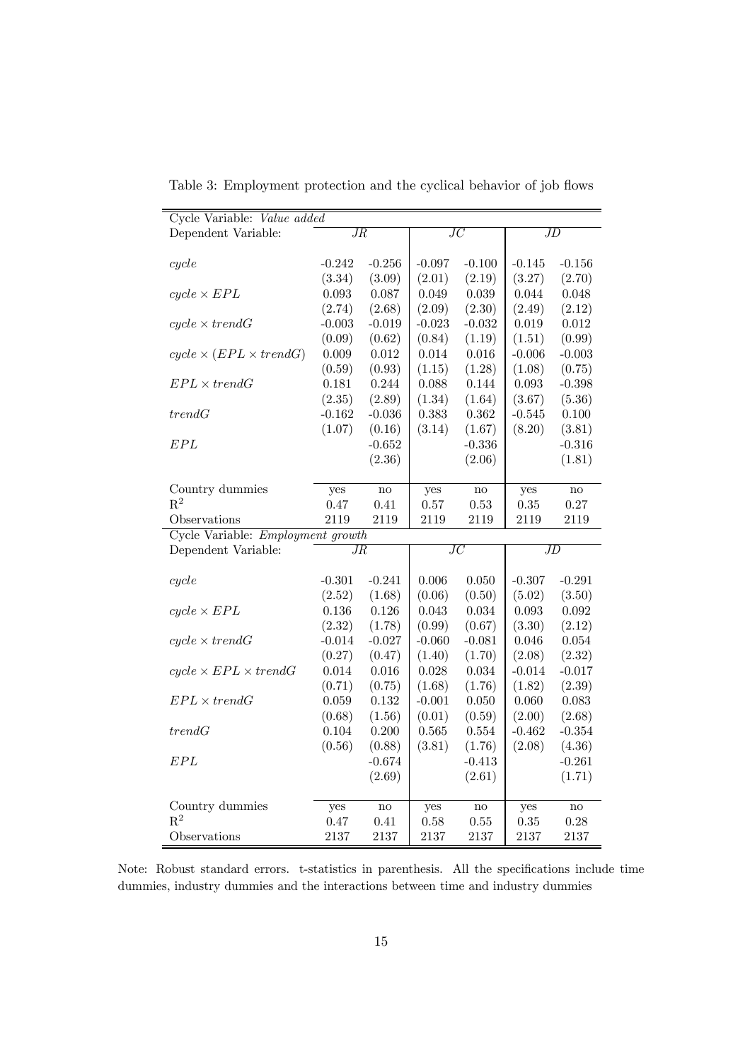Table 3: Employment protection and the cyclical behavior of job flows

| Cycle Variable: *Value added* | | | | | | |
|---|---|---|---|---|---|---|
| Dependent Variable: | *JR* | | *JC* | | *JD* | |
| $cycle$ | -0.242 | -0.256 | -0.097 | -0.100 | -0.145 | -0.156 |
| | (3.34) | (3.09) | (2.01) | (2.19) | (3.27) | (2.70) |
| $cycle \times EPL$ | 0.093 | 0.087 | 0.049 | 0.039 | 0.044 | 0.048 |
| | (2.74) | (2.68) | (2.09) | (2.30) | (2.49) | (2.12) |
| $cycle \times trendG$ | -0.003 | -0.019 | -0.023 | -0.032 | 0.019 | 0.012 |
| | (0.09) | (0.62) | (0.84) | (1.19) | (1.51) | (0.99) |
| $cycle \times (EPL \times trendG)$ | 0.009 | 0.012 | 0.014 | 0.016 | -0.006 | -0.003 |
| | (0.59) | (0.93) | (1.15) | (1.28) | (1.08) | (0.75) |
| $EPL \times trendG$ | 0.181 | 0.244 | 0.088 | 0.144 | 0.093 | -0.398 |
| | (2.35) | (2.89) | (1.34) | (1.64) | (3.67) | (5.36) |
| $trendG$ | -0.162 | -0.036 | 0.383 | 0.362 | -0.545 | 0.100 |
| | (1.07) | (0.16) | (3.14) | (1.67) | (8.20) | (3.81) |
| $EPL$ | | -0.652 | | -0.336 | | -0.316 |
| | | (2.36) | | (2.06) | | (1.81) |
| Country dummies | yes | no | yes | no | yes | no |
| $R^2$ | 0.47 | 0.41 | 0.57 | 0.53 | 0.35 | 0.27 |
| Observations | 2119 | 2119 | 2119 | 2119 | 2119 | 2119 |
| Cycle Variable: *Employment growth* | | | | | | |
| Dependent Variable: | *JR* | | *JC* | | *JD* | |
| $cycle$ | -0.301 | -0.241 | 0.006 | 0.050 | -0.307 | -0.291 |
| | (2.52) | (1.68) | (0.06) | (0.50) | (5.02) | (3.50) |
| $cycle \times EPL$ | 0.136 | 0.126 | 0.043 | 0.034 | 0.093 | 0.092 |
| | (2.32) | (1.78) | (0.99) | (0.67) | (3.30) | (2.12) |
| $cycle \times trendG$ | -0.014 | -0.027 | -0.060 | -0.081 | 0.046 | 0.054 |
| | (0.27) | (0.47) | (1.40) | (1.70) | (2.08) | (2.32) |
| $cycle \times EPL \times trendG$ | 0.014 | 0.016 | 0.028 | 0.034 | -0.014 | -0.017 |
| | (0.71) | (0.75) | (1.68) | (1.76) | (1.82) | (2.39) |
| $EPL \times trendG$ | 0.059 | 0.132 | -0.001 | 0.050 | 0.060 | 0.083 |
| | (0.68) | (1.56) | (0.01) | (0.59) | (2.00) | (2.68) |
| $trendG$ | 0.104 | 0.200 | 0.565 | 0.554 | -0.462 | -0.354 |
| | (0.56) | (0.88) | (3.81) | (1.76) | (2.08) | (4.36) |
| $EPL$ | | -0.674 | | -0.413 | | -0.261 |
| | | (2.69) | | (2.61) | | (1.71) |
| Country dummies | yes | no | yes | no | yes | no |
| $R^2$ | 0.47 | 0.41 | 0.58 | 0.55 | 0.35 | 0.28 |
| Observations | 2137 | 2137 | 2137 | 2137 | 2137 | 2137 |

Note: Robust standard errors. t-statistics in parenthesis. All the specifications include time dummies, industry dummies and the interactions between time and industry dummies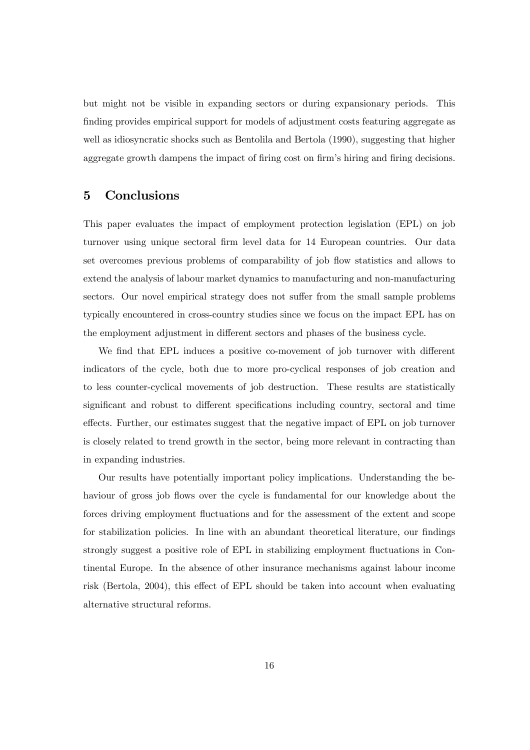but might not be visible in expanding sectors or during expansionary periods. This finding provides empirical support for models of adjustment costs featuring aggregate as well as idiosyncratic shocks such as Bentolila and Bertola (1990), suggesting that higher aggregate growth dampens the impact of firing cost on firm's hiring and firing decisions.

## 5 Conclusions

This paper evaluates the impact of employment protection legislation (EPL) on job turnover using unique sectoral firm level data for 14 European countries. Our data set overcomes previous problems of comparability of job flow statistics and allows to extend the analysis of labour market dynamics to manufacturing and non-manufacturing sectors. Our novel empirical strategy does not suffer from the small sample problems typically encountered in cross-country studies since we focus on the impact EPL has on the employment adjustment in different sectors and phases of the business cycle.

We find that EPL induces a positive co-movement of job turnover with different indicators of the cycle, both due to more pro-cyclical responses of job creation and to less counter-cyclical movements of job destruction. These results are statistically significant and robust to different specifications including country, sectoral and time effects. Further, our estimates suggest that the negative impact of EPL on job turnover is closely related to trend growth in the sector, being more relevant in contracting than in expanding industries.

Our results have potentially important policy implications. Understanding the behaviour of gross job flows over the cycle is fundamental for our knowledge about the forces driving employment fluctuations and for the assessment of the extent and scope for stabilization policies. In line with an abundant theoretical literature, our findings strongly suggest a positive role of EPL in stabilizing employment fluctuations in Continental Europe. In the absence of other insurance mechanisms against labour income risk (Bertola, 2004), this effect of EPL should be taken into account when evaluating alternative structural reforms.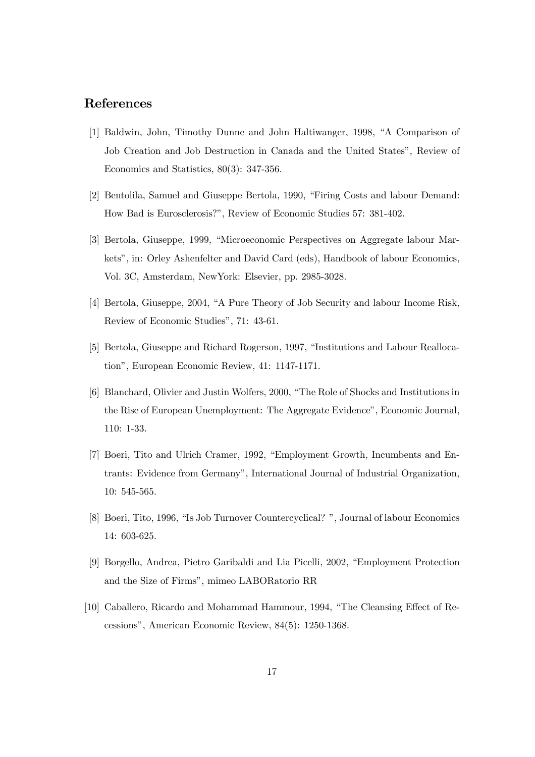## References

[1] Baldwin, John, Timothy Dunne and John Haltiwanger, 1998, "A Comparison of Job Creation and Job Destruction in Canada and the United States", Review of Economics and Statistics, 80(3): 347-356.

[2] Bentolila, Samuel and Giuseppe Bertola, 1990, "Firing Costs and labour Demand: How Bad is Eurosclerosis?", Review of Economic Studies 57: 381-402.

[3] Bertola, Giuseppe, 1999, "Microeconomic Perspectives on Aggregate labour Markets", in: Orley Ashenfelter and David Card (eds), Handbook of labour Economics, Vol. 3C, Amsterdam, NewYork: Elsevier, pp. 2985-3028.

[4] Bertola, Giuseppe, 2004, "A Pure Theory of Job Security and labour Income Risk, Review of Economic Studies", 71: 43-61.

[5] Bertola, Giuseppe and Richard Rogerson, 1997, "Institutions and Labour Reallocation", European Economic Review, 41: 1147-1171.

[6] Blanchard, Olivier and Justin Wolfers, 2000, "The Role of Shocks and Institutions in the Rise of European Unemployment: The Aggregate Evidence", Economic Journal, 110: 1-33.

[7] Boeri, Tito and Ulrich Cramer, 1992, "Employment Growth, Incumbents and Entrants: Evidence from Germany", International Journal of Industrial Organization, 10: 545-565.

[8] Boeri, Tito, 1996, "Is Job Turnover Countercyclical? ", Journal of labour Economics 14: 603-625.

[9] Borgello, Andrea, Pietro Garibaldi and Lia Picelli, 2002, "Employment Protection and the Size of Firms", mimeo LABORatorio RR

[10] Caballero, Ricardo and Mohammad Hammour, 1994, "The Cleansing Effect of Recessions", American Economic Review, 84(5): 1250-1368.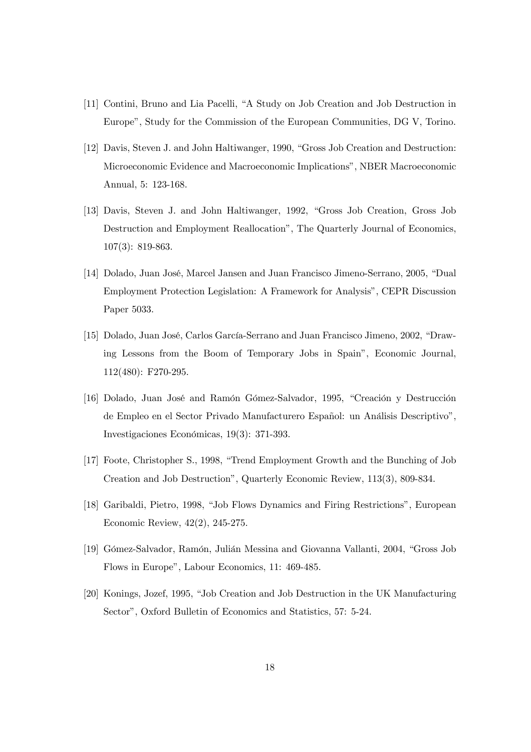[11] Contini, Bruno and Lia Pacelli, "A Study on Job Creation and Job Destruction in Europe", Study for the Commission of the European Communities, DG V, Torino.

[12] Davis, Steven J. and John Haltiwanger, 1990, "Gross Job Creation and Destruction: Microeconomic Evidence and Macroeconomic Implications", NBER Macroeconomic Annual, 5: 123-168.

[13] Davis, Steven J. and John Haltiwanger, 1992, "Gross Job Creation, Gross Job Destruction and Employment Reallocation", The Quarterly Journal of Economics, 107(3): 819-863.

[14] Dolado, Juan José, Marcel Jansen and Juan Francisco Jimeno-Serrano, 2005, "Dual Employment Protection Legislation: A Framework for Analysis", CEPR Discussion Paper 5033.

[15] Dolado, Juan José, Carlos García-Serrano and Juan Francisco Jimeno, 2002, "Drawing Lessons from the Boom of Temporary Jobs in Spain", Economic Journal, 112(480): F270-295.

[16] Dolado, Juan José and Ramón Gómez-Salvador, 1995, "Creación y Destrucción de Empleo en el Sector Privado Manufacturero Español: un Análisis Descriptivo", Investigaciones Económicas, 19(3): 371-393.

[17] Foote, Christopher S., 1998, "Trend Employment Growth and the Bunching of Job Creation and Job Destruction", Quarterly Economic Review, 113(3), 809-834.

[18] Garibaldi, Pietro, 1998, "Job Flows Dynamics and Firing Restrictions", European Economic Review, 42(2), 245-275.

[19] Gómez-Salvador, Ramón, Julián Messina and Giovanna Vallanti, 2004, "Gross Job Flows in Europe", Labour Economics, 11: 469-485.

[20] Konings, Jozef, 1995, "Job Creation and Job Destruction in the UK Manufacturing Sector", Oxford Bulletin of Economics and Statistics, 57: 5-24.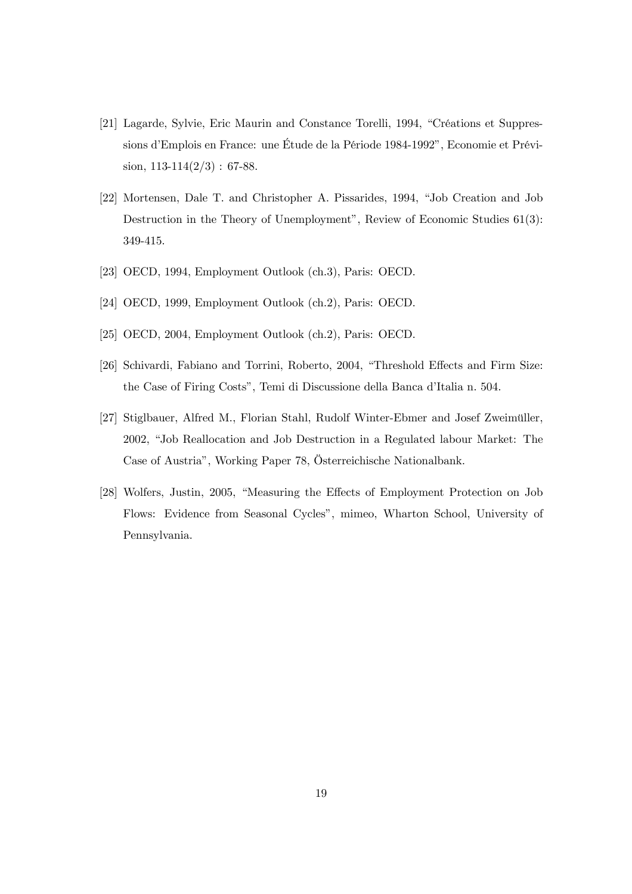[21] Lagarde, Sylvie, Eric Maurin and Constance Torelli, 1994, "Créations et Suppressions d'Emplois en France: une Étude de la Période 1984-1992", Economie et Prévision, 113-114(2/3) : 67-88.

[22] Mortensen, Dale T. and Christopher A. Pissarides, 1994, "Job Creation and Job Destruction in the Theory of Unemployment", Review of Economic Studies 61(3): 349-415.

[23] OECD, 1994, Employment Outlook (ch.3), Paris: OECD.

[24] OECD, 1999, Employment Outlook (ch.2), Paris: OECD.

[25] OECD, 2004, Employment Outlook (ch.2), Paris: OECD.

[26] Schivardi, Fabiano and Torrini, Roberto, 2004, "Threshold Effects and Firm Size: the Case of Firing Costs", Temi di Discussione della Banca d'Italia n. 504.

[27] Stiglbauer, Alfred M., Florian Stahl, Rudolf Winter-Ebmer and Josef Zweimüller, 2002, "Job Reallocation and Job Destruction in a Regulated labour Market: The Case of Austria", Working Paper 78, Österreichische Nationalbank.

[28] Wolfers, Justin, 2005, "Measuring the Effects of Employment Protection on Job Flows: Evidence from Seasonal Cycles", mimeo, Wharton School, University of Pennsylvania.